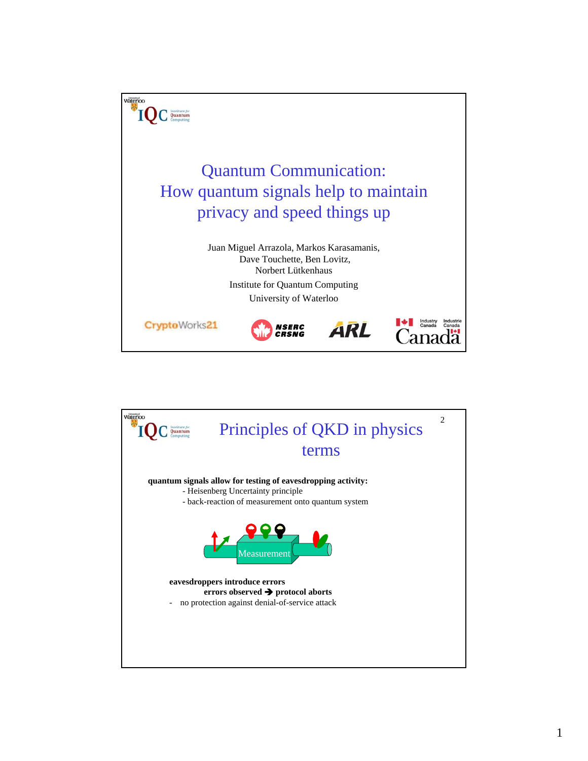# Quantum Communication: How quantum signals help to maintain privacy and speed things up

Juan Miguel Arrazola, Markos Karasamanis, Dave Touchette, Ben Lovitz, Norbert Lütkenhaus

Institute for Quantum Computing

University of Waterloo

## Principles of QKD in physics terms

**quantum signals allow for testing of eavesdropping activity:**

- Heisenberg Uncertainty principle
- back-reaction of measurement onto quantum system

Measurement

**eavesdroppers introduce errors**

**errors observed ➔ protocol aborts**

- no protection against denial-of-service attack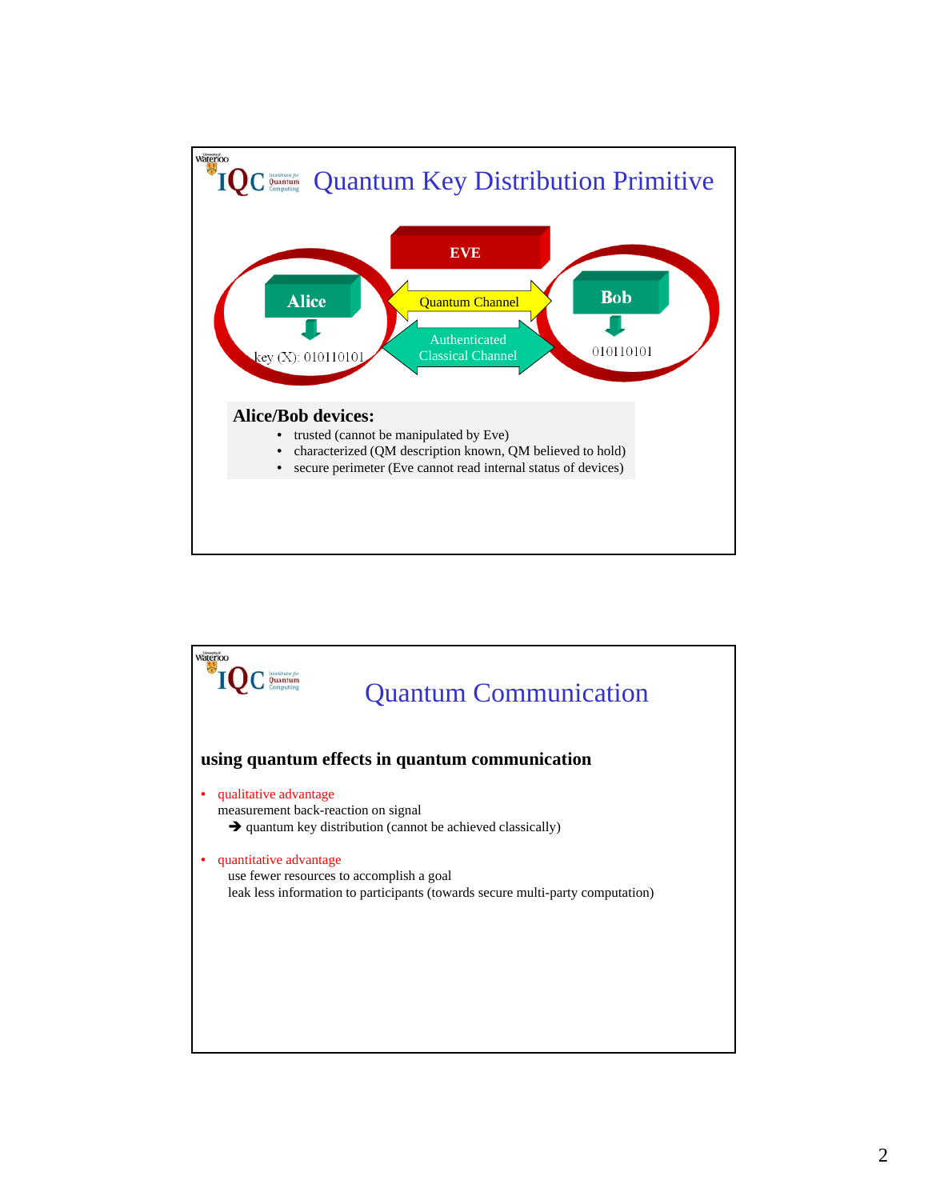# Quantum Key Distribution Primitive

EVE

Alice — Quantum Channel — Bob

Authenticated Classical Channel

key (X): 010110101 &nbsp;&nbsp;&nbsp;&nbsp; 010110101

**Alice/Bob devices:**

- trusted (cannot be manipulated by Eve)
- characterized (QM description known, QM believed to hold)
- secure perimeter (Eve cannot read internal status of devices)

# Quantum Communication

**using quantum effects in quantum communication**

- qualitative advantage
  measurement back-reaction on signal
  ➔ quantum key distribution (cannot be achieved classically)
- quantitative advantage
  use fewer resources to accomplish a goal
  leak less information to participants (towards secure multi-party computation)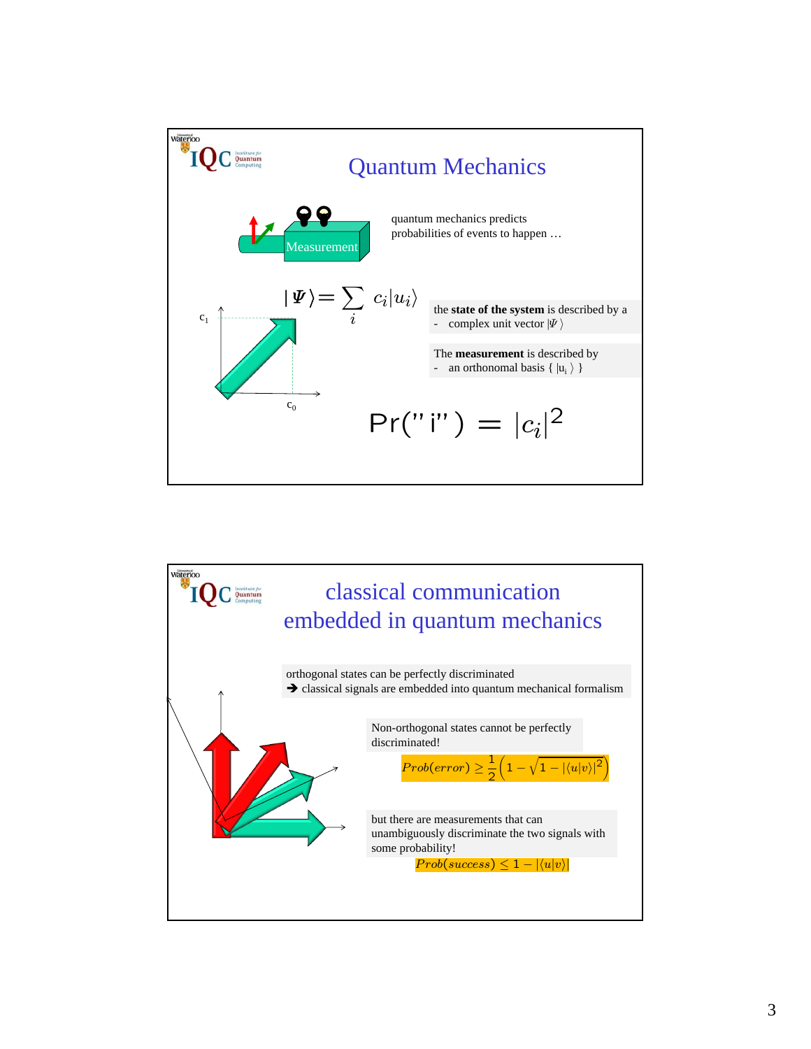# Quantum Mechanics

quantum mechanics predicts probabilities of events to happen …

$$|\Psi\rangle = \sum_i c_i |u_i\rangle$$

the **state of the system** is described by a
- complex unit vector $|\Psi\rangle$

The **measurement** is described by
- an orthonomal basis $\{ |u_i\rangle \}$

$$\Pr(\text{"i"}) = |c_i|^2$$

# classical communication embedded in quantum mechanics

orthogonal states can be perfectly discriminated
➔ classical signals are embedded into quantum mechanical formalism

Non-orthogonal states cannot be perfectly discriminated!

$$Prob(error) \geq \frac{1}{2}\left(1 - \sqrt{1 - |\langle u|v\rangle|^2}\right)$$

but there are measurements that can unambiguously discriminate the two signals with some probability!

$$Prob(success) \leq 1 - |\langle u|v\rangle|$$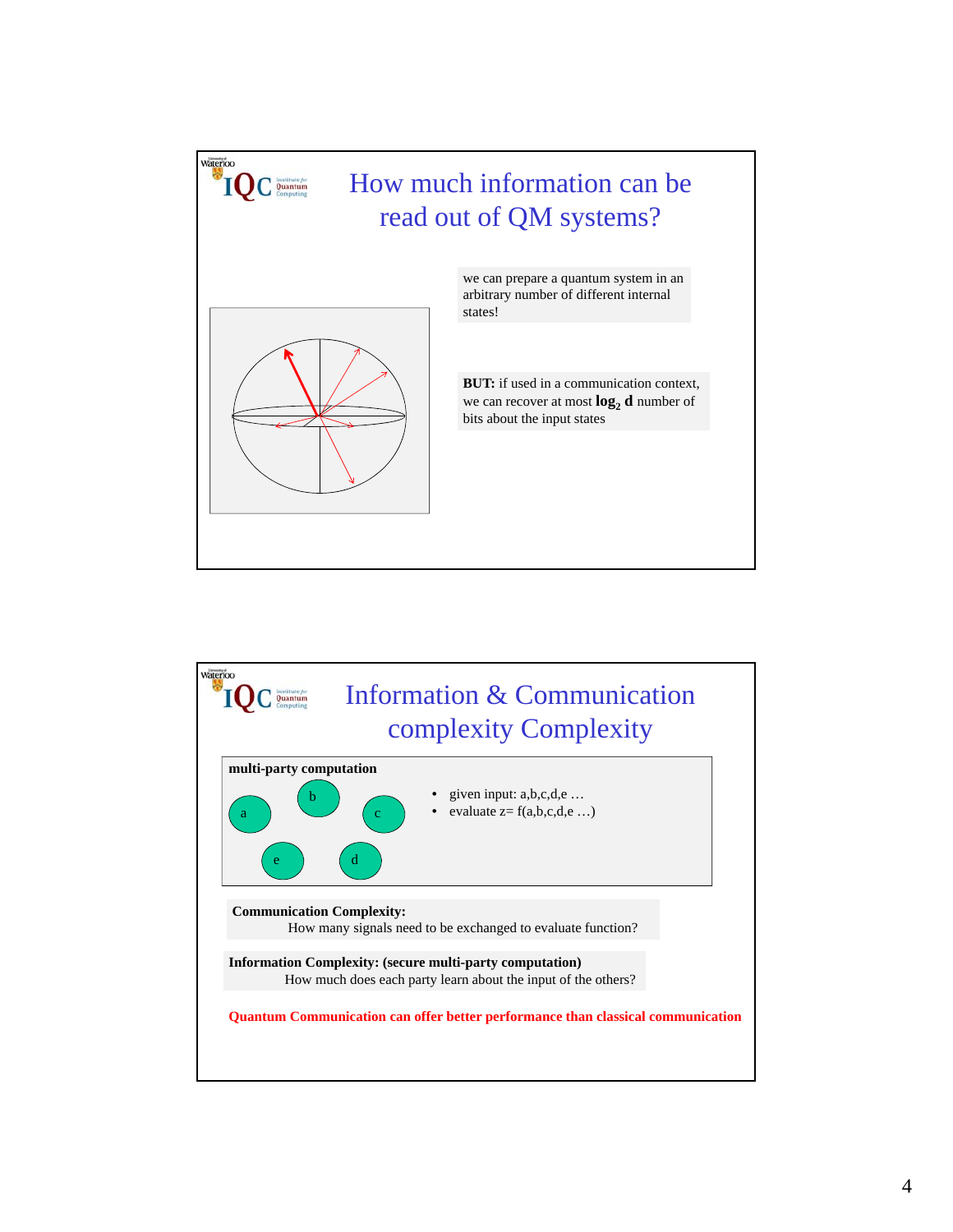## How much information can be read out of QM systems?

we can prepare a quantum system in an arbitrary number of different internal states!

**BUT:** if used in a communication context, we can recover at most $\mathbf{log_2\, d}$ number of bits about the input states

## Information & Communication complexity Complexity

**multi-party computation**

a b c d e

- given input: a,b,c,d,e …
- evaluate z= f(a,b,c,d,e …)

**Communication Complexity:**
How many signals need to be exchanged to evaluate function?

**Information Complexity: (secure multi-party computation)**
How much does each party learn about the input of the others?

**Quantum Communication can offer better performance than classical communication**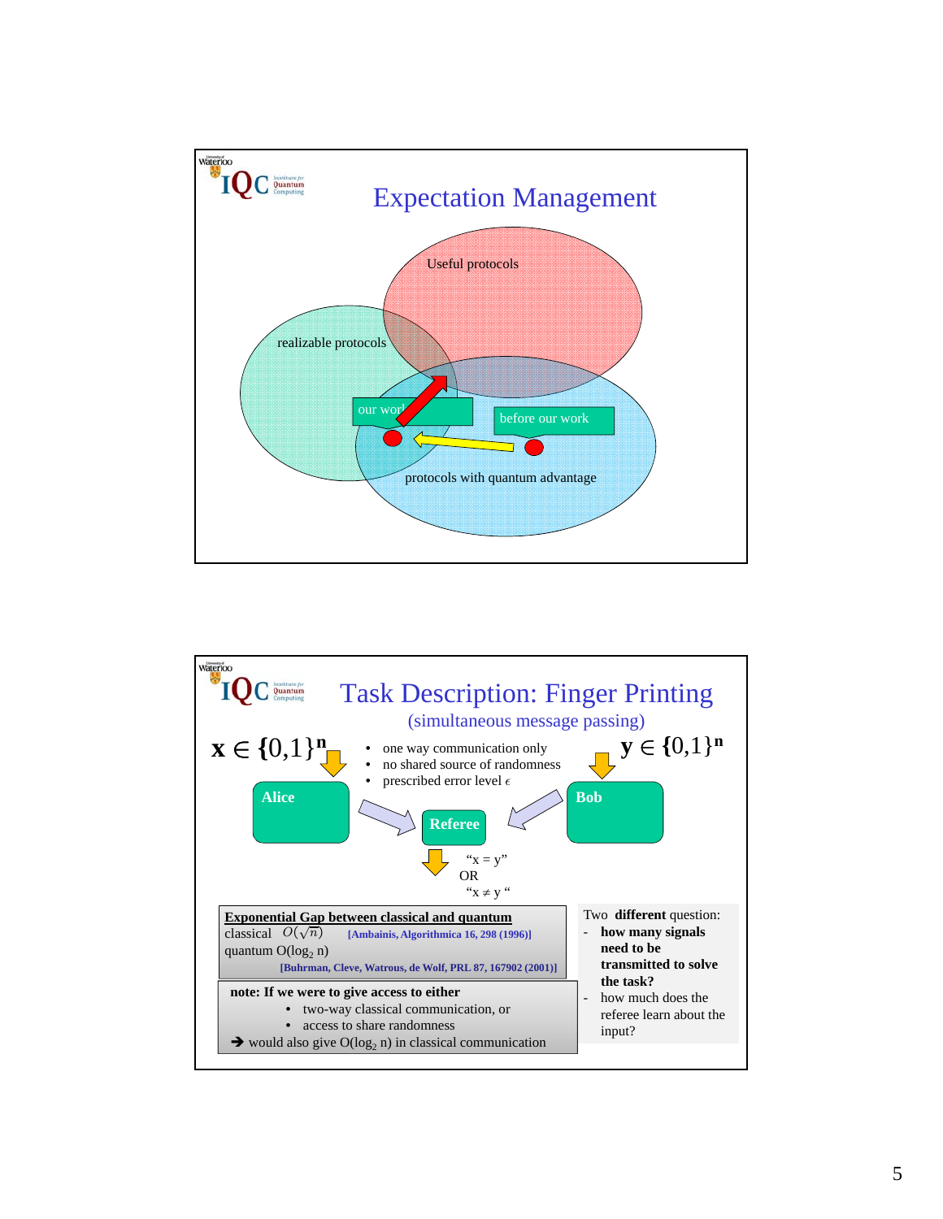## Expectation Management

Useful protocols

realizable protocols

our work

before our work

protocols with quantum advantage

## Task Description: Finger Printing

(simultaneous message passing)

$\mathbf{x} \in \{0,1\}^{\mathbf{n}}$

- one way communication only
- no shared source of randomness
- prescribed error level $\epsilon$

$\mathbf{y} \in \{0,1\}^{\mathbf{n}}$

**Alice**

**Referee**

**Bob**

"x = y"
OR
"x ≠ y"

**Exponential Gap between classical and quantum**

classical $O(\sqrt{n})$ **[Ambainis, Algorithmica 16, 298 (1996)]**

quantum $O(\log_2 n)$

**[Buhrman, Cleve, Watrous, de Wolf, PRL 87, 167902 (2001)]**

**note: If we were to give access to either**

- two-way classical communication, or
- access to share randomness

➔ would also give $O(\log_2 n)$ in classical communication

Two **different** question:

- **how many signals need to be transmitted to solve the task?**
- how much does the referee learn about the input?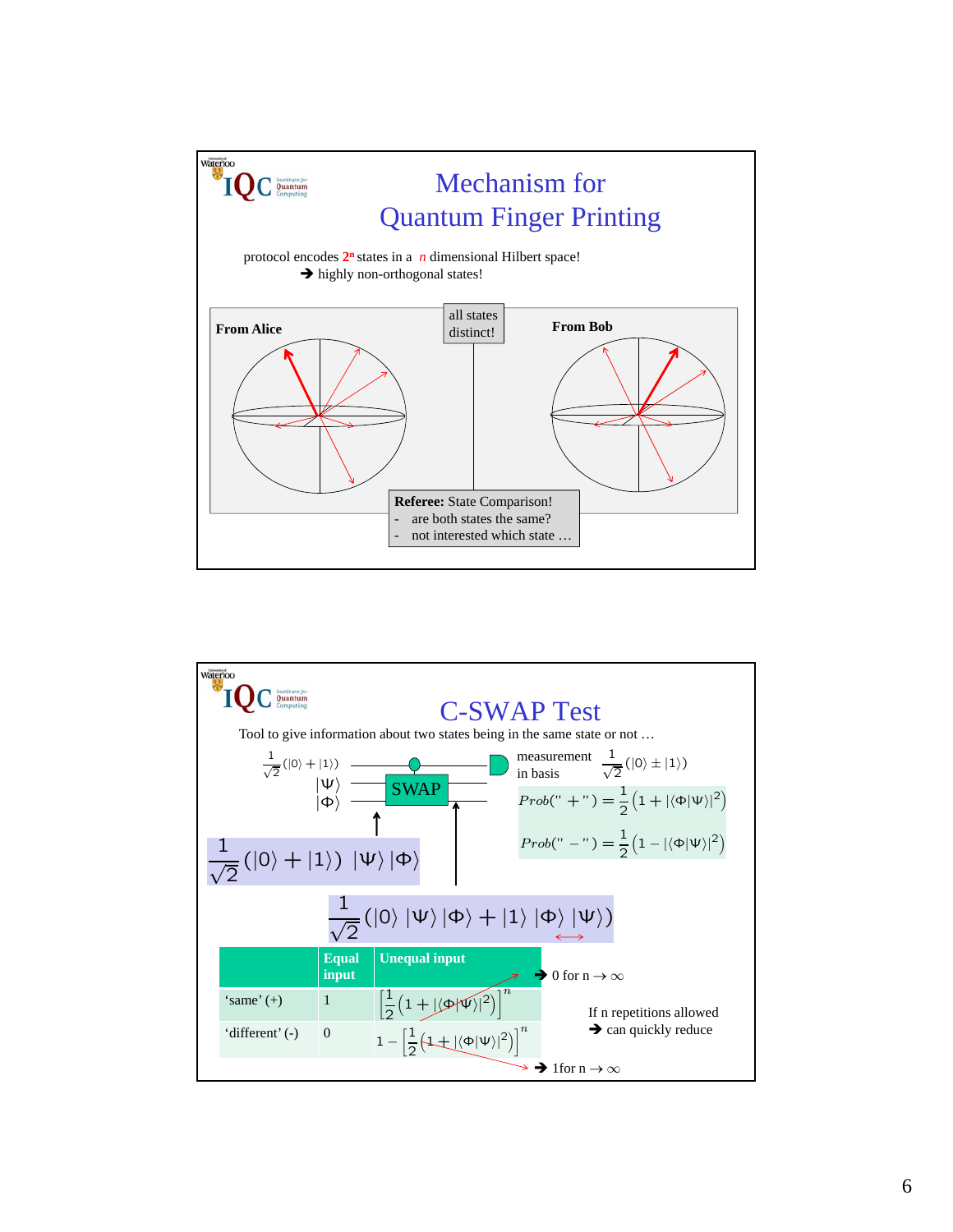## Mechanism for Quantum Finger Printing

protocol encodes $2^n$ states in a $n$ dimensional Hilbert space!
➔ highly non-orthogonal states!

From Alice

all states distinct!

From Bob

**Referee:** State Comparison!
- are both states the same?
- not interested which state …

## C-SWAP Test

Tool to give information about two states being in the same state or not …

$\frac{1}{\sqrt{2}}(|0\rangle + |1\rangle)$

$|\Psi\rangle$

$|\Phi\rangle$

SWAP

measurement in basis $\frac{1}{\sqrt{2}}(|0\rangle \pm |1\rangle)$

$$Prob('' +'') = \frac{1}{2}\left(1 + |\langle\Phi|\Psi\rangle|^2\right)$$

$$Prob('' -'') = \frac{1}{2}\left(1 - |\langle\Phi|\Psi\rangle|^2\right)$$

$$\frac{1}{\sqrt{2}}(|0\rangle + |1\rangle)\ |\Psi\rangle\,|\Phi\rangle$$

$$\frac{1}{\sqrt{2}}(|0\rangle\ |\Psi\rangle\,|\Phi\rangle + |1\rangle\ |\Phi\rangle\,|\Psi\rangle)$$

| | Equal input | Unequal input |
|---|---|---|
| 'same' (+) | 1 | $\left[\frac{1}{2}\left(1 + |\langle\Phi|\Psi\rangle|^2\right)\right]^n$ |
| 'different' (-) | 0 | $1 - \left[\frac{1}{2}\left(1 + |\langle\Phi|\Psi\rangle|^2\right)\right]^n$ |

➔ 0 for $n \to \infty$

➔ 1for $n \to \infty$

If n repetitions allowed
➔ can quickly reduce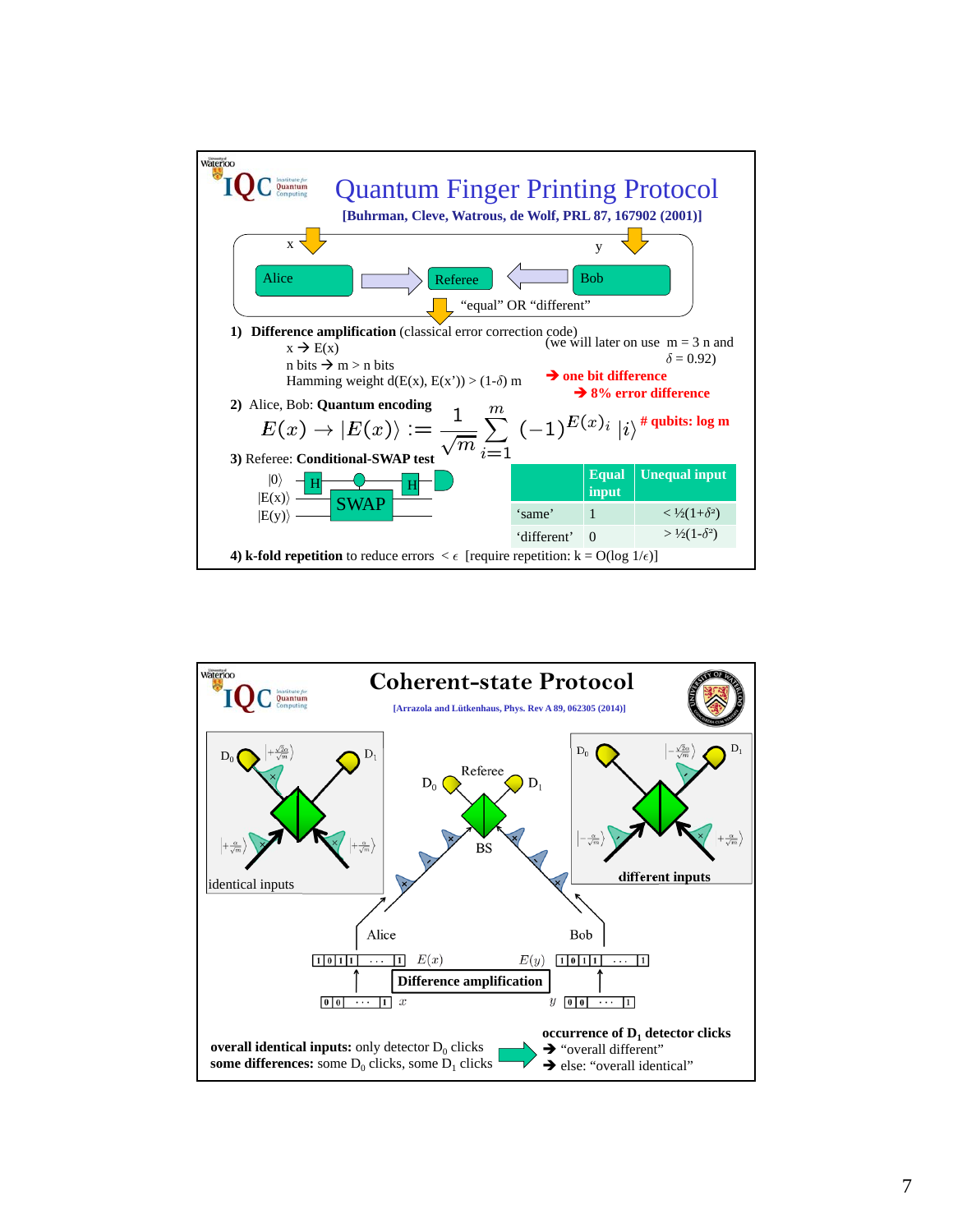# Quantum Finger Printing Protocol

**[Buhrman, Cleve, Watrous, de Wolf, PRL 87, 167902 (2001)]**

x → Alice → Referee ← Bob ← y

Referee → "equal" OR "different"

1) **Difference amplification** (classical error correction code)
   - x → E(x)
   - n bits → m > n bits
   - Hamming weight d(E(x), E(x')) > (1-$\delta$) m

(we will later on use m = 3 n and $\delta$ = 0.92)

→ **one bit difference**
→ **8% error difference**

2) Alice, Bob: **Quantum encoding**

$$E(x) \rightarrow |E(x)\rangle := \frac{1}{\sqrt{m}} \sum_{i=1}^{m} (-1)^{E(x)_i} |i\rangle$$

**# qubits: log m**

3) Referee: **Conditional-SWAP test**

$|0\rangle$ — H — • — H — measurement
$|E(x)\rangle$ — SWAP
$|E(y)\rangle$ — SWAP

| | Equal input | Unequal input |
|---|---|---|
| 'same' | 1 | < ½(1+$\delta^2$) |
| 'different' | 0 | > ½(1-$\delta^2$) |

4) **k-fold repetition** to reduce errors < $\epsilon$ [require repetition: k = O(log 1/$\epsilon$)]

# Coherent-state Protocol

**[Arrazola and Lütkenhaus, Phys. Rev A 89, 062305 (2014)]**

identical inputs: $D_0$, $D_1$, $|+\frac{\sqrt{2}\alpha}{\sqrt{m}}\rangle$, $|+\frac{\alpha}{\sqrt{m}}\rangle$, $|+\frac{\alpha}{\sqrt{m}}\rangle$

Referee: $D_0$, $D_1$, BS

different inputs: $D_0$, $D_1$, $|-\frac{\sqrt{2}\alpha}{\sqrt{m}}\rangle$, $|-\frac{\alpha}{\sqrt{m}}\rangle$, $|+\frac{\alpha}{\sqrt{m}}\rangle$

Alice: $E(x)$ = 1 0 1 1 ... 1; $x$ = 0 0 ... 1

Bob: $E(y)$ = 1 0 1 1 ... 1; $y$ = 0 0 ... 1

**Difference amplification**

**overall identical inputs:** only detector $D_0$ clicks
**some differences:** some $D_0$ clicks, some $D_1$ clicks

**occurrence of $D_1$ detector clicks**
→ "overall different"
→ else: "overall identical"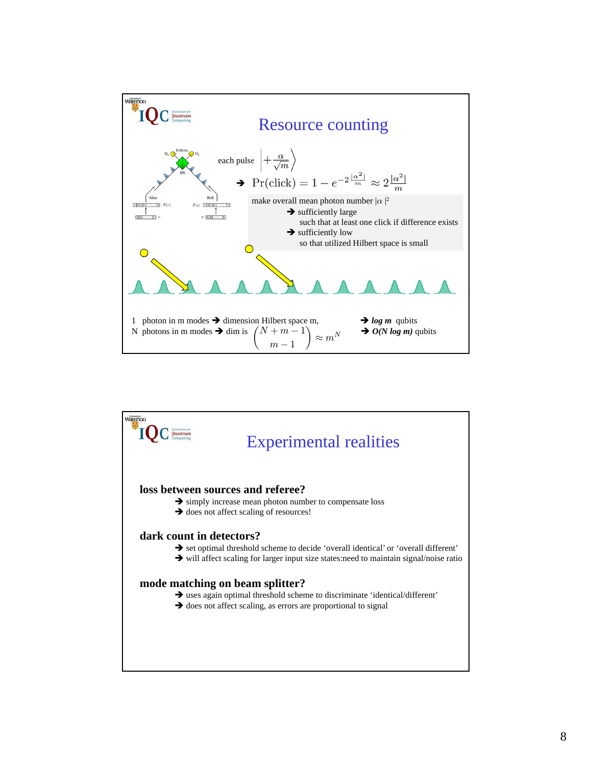# Resource counting

each pulse $\left| +\frac{\alpha}{\sqrt{m}} \right\rangle$

➔ $\Pr(\text{click}) = 1 - e^{-2\frac{|\alpha^2|}{m}} \approx 2\frac{|\alpha^2|}{m}$

make overall mean photon number $|\alpha|^2$

- ➔ sufficiently large
  such that at least one click if difference exists
- ➔ sufficiently low
  so that utilized Hilbert space is small

1 photon in m modes ➔ dimension Hilbert space m, ➔ ***log m*** qubits

N photons in m modes ➔ dim is $\binom{N+m-1}{m-1} \approx m^N$ ➔ ***O(N log m)*** qubits

# Experimental realities

**loss between sources and referee?**

- ➔ simply increase mean photon number to compensate loss
- ➔ does not affect scaling of resources!

**dark count in detectors?**

- ➔ set optimal threshold scheme to decide 'overall identical' or 'overall different'
- ➔ will affect scaling for larger input size states:need to maintain signal/noise ratio

**mode matching on beam splitter?**

- ➔ uses again optimal threshold scheme to discriminate 'identical/different'
- ➔ does not affect scaling, as errors are proportional to signal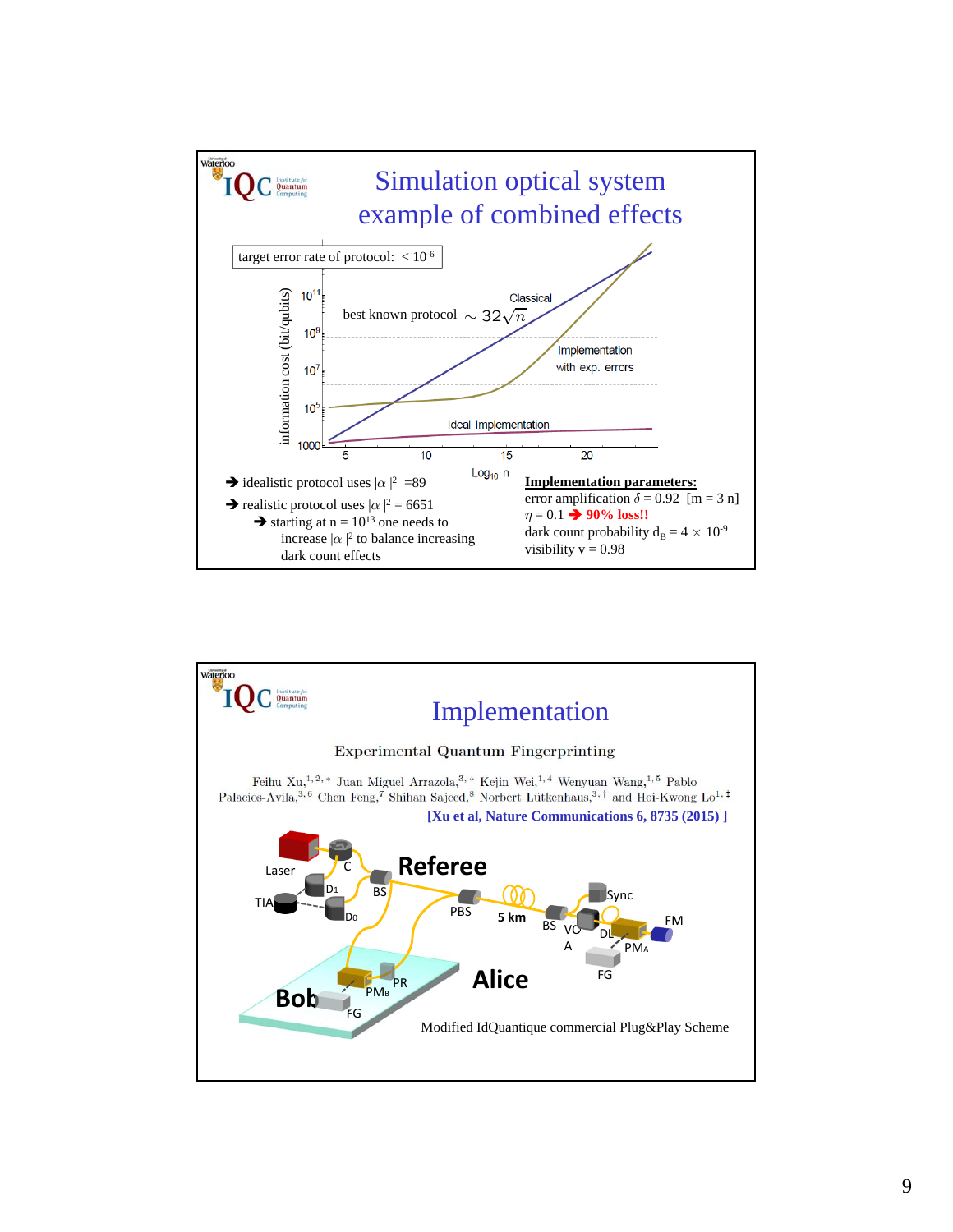## Simulation optical system example of combined effects

target error rate of protocol: $< 10^{-6}$

information cost (bit/qubits)

$10^{11}$, $10^{9}$, $10^{7}$, $10^{5}$, 1000

best known protocol $\sim 32\sqrt{n}$

Classical

Implementation with exp. errors

Ideal Implementation

5, 10, 15, 20

$\mathrm{Log}_{10}\ n$

- ➔ idealistic protocol uses $|\alpha|^2 = 89$
- ➔ realistic protocol uses $|\alpha|^2 = 6651$
  - ➔ starting at $n = 10^{13}$ one needs to increase $|\alpha|^2$ to balance increasing dark count effects

**Implementation parameters:**

error amplification $\delta = 0.92$ [m = 3 n]

$\eta = 0.1$ ➔ **90% loss!!**

dark count probability $d_B = 4 \times 10^{-9}$

visibility v = 0.98

## Implementation

Experimental Quantum Fingerprinting

Feihu Xu,[1,2,*] Juan Miguel Arrazola,[3,*] Kejin Wei,[1,4] Wenyuan Wang,[1,5] Pablo Palacios-Avila,[3,6] Chen Feng,[7] Shihan Sajeed,[8] Norbert Lütkenhaus,[3,†] and Hoi-Kwong Lo[1,‡]

[Xu et al, Nature Communications 6, 8735 (2015) ]

Laser, C, D1, D0, TIA, BS, Referee, PBS, 5 km, BS, VOA, Sync, DL, FM, PMA, FG, Alice, Bob, PMB, PR, FG

Modified IdQuantique commercial Plug&Play Scheme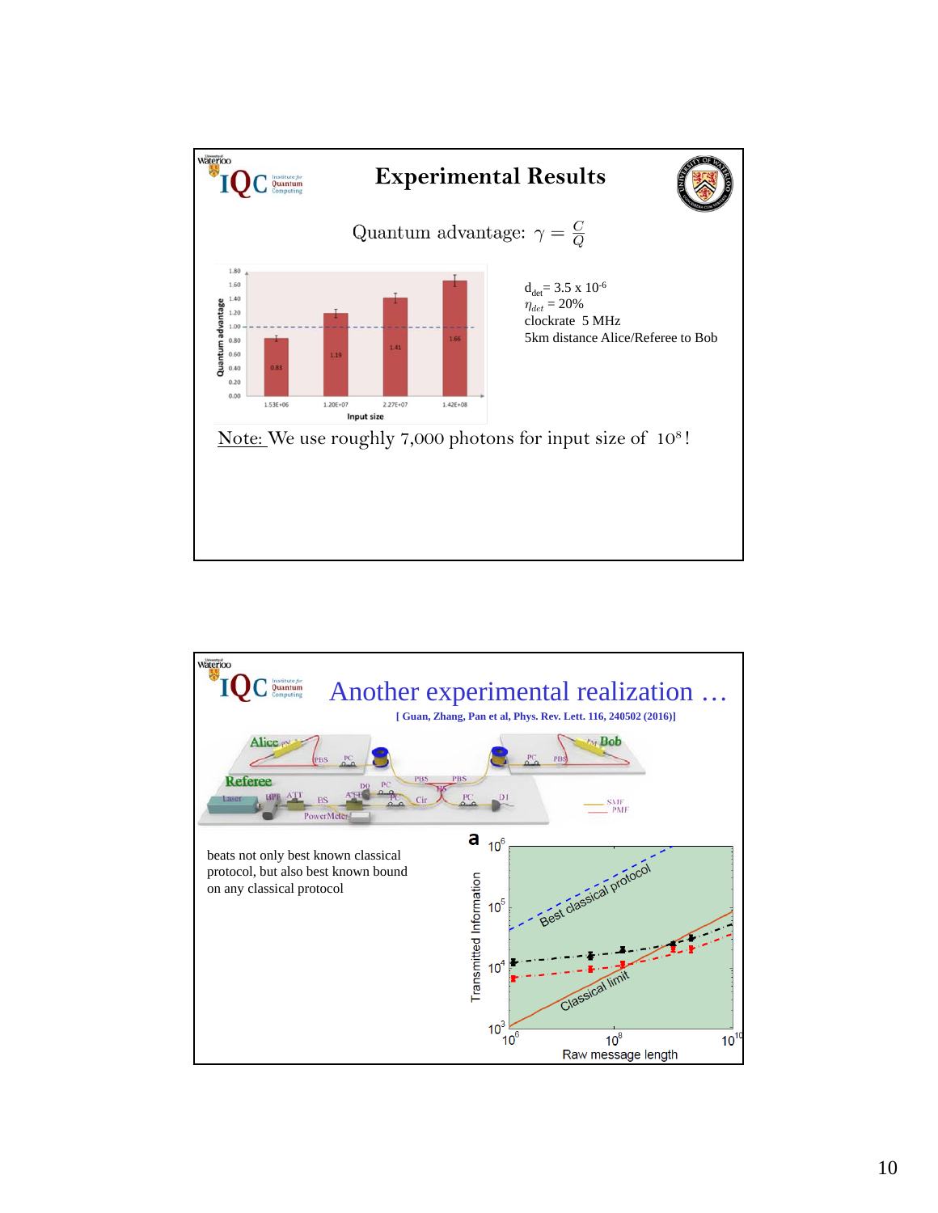# Experimental Results

Quantum advantage: $\gamma = \frac{C}{Q}$

| Input size | Quantum advantage |
|---|---|
| 1.53E+06 | 0.83 |
| 1.20E+07 | 1.19 |
| 2.27E+07 | 1.41 |
| 1.42E+08 | 1.66 |

$d_{det} = 3.5 \times 10^{-6}$
$\eta_{det} = 20\%$
clockrate 5 MHz
5km distance Alice/Referee to Bob

Note: We use roughly 7,000 photons for input size of $10^8$!

# Another experimental realization …

[ Guan, Zhang, Pan et al, Phys. Rev. Lett. 116, 240502 (2016)]

beats not only best known classical protocol, but also best known bound on any classical protocol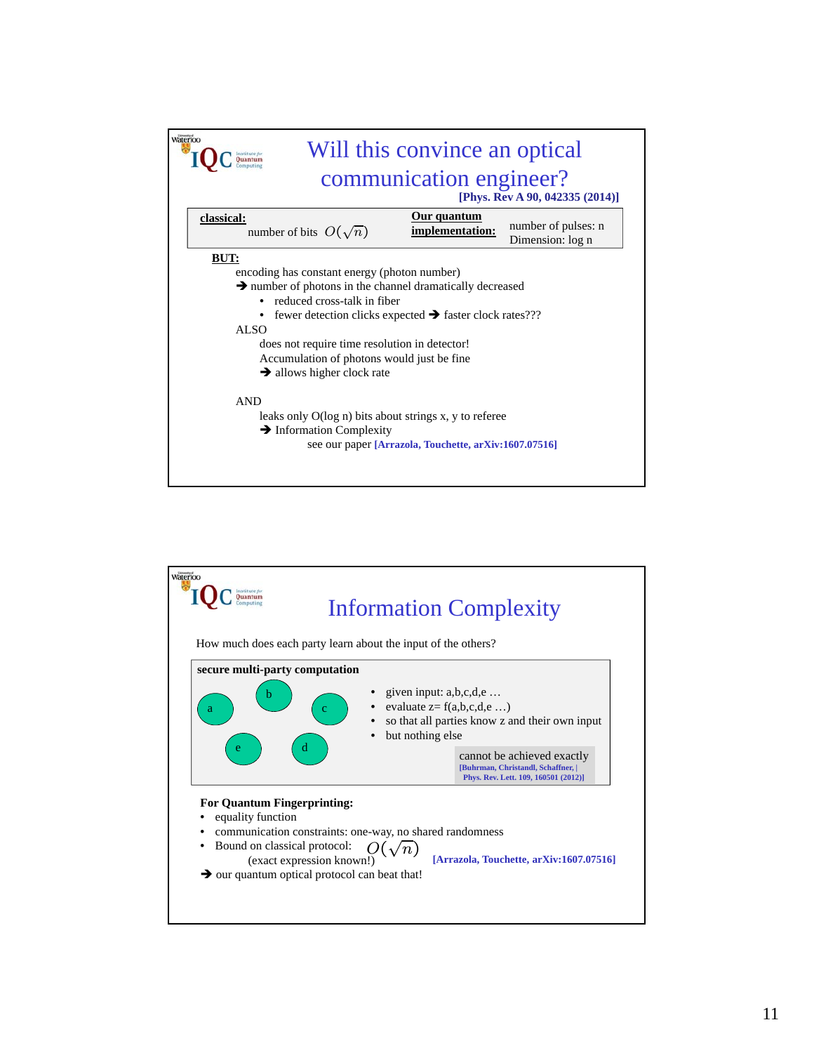# Will this convince an optical communication engineer?

**[Phys. Rev A 90, 042335 (2014)]**

**classical:** number of bits $O(\sqrt{n})$

**Our quantum implementation:** number of pulses: n
Dimension: log n

**BUT:**

encoding has constant energy (photon number)

➔ number of photons in the channel dramatically decreased

- reduced cross-talk in fiber
- fewer detection clicks expected ➔ faster clock rates???

ALSO

does not require time resolution in detector!
Accumulation of photons would just be fine
➔ allows higher clock rate

AND

leaks only O(log n) bits about strings x, y to referee
➔ Information Complexity
see our paper **[Arrazola, Touchette, arXiv:1607.07516]**

# Information Complexity

How much does each party learn about the input of the others?

**secure multi-party computation**

a, b, c, d, e

- given input: a,b,c,d,e …
- evaluate z= f(a,b,c,d,e …)
- so that all parties know z and their own input
- but nothing else

cannot be achieved exactly
**[Buhrman, Christandl, Schaffner, | Phys. Rev. Lett. 109, 160501 (2012)]**

**For Quantum Fingerprinting:**

- equality function
- communication constraints: one-way, no shared randomness
- Bound on classical protocol: $O(\sqrt{n})$
  (exact expression known!) **[Arrazola, Touchette, arXiv:1607.07516]**

➔ our quantum optical protocol can beat that!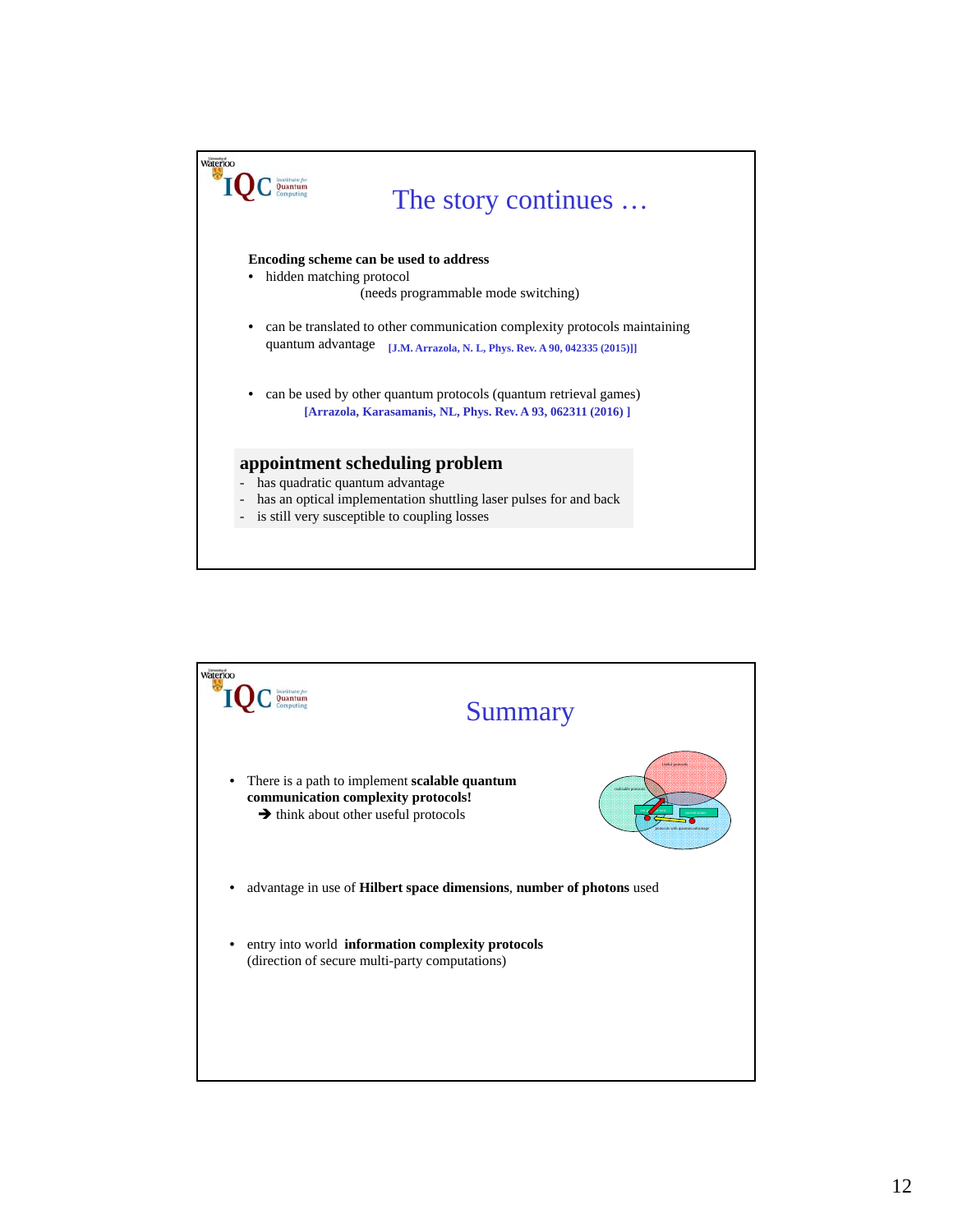## The story continues …

**Encoding scheme can be used to address**

- hidden matching protocol
  (needs programmable mode switching)
- can be translated to other communication complexity protocols maintaining quantum advantage [J.M. Arrazola, N. L, Phys. Rev. A 90, 042335 (2015)]]
- can be used by other quantum protocols (quantum retrieval games) [Arrazola, Karasamanis, NL, Phys. Rev. A 93, 062311 (2016) ]

**appointment scheduling problem**

- has quadratic quantum advantage
- has an optical implementation shuttling laser pulses for and back
- is still very susceptible to coupling losses

## Summary

- There is a path to implement **scalable quantum communication complexity protocols!**
  ➔ think about other useful protocols
- advantage in use of **Hilbert space dimensions**, **number of photons** used
- entry into world **information complexity protocols** (direction of secure multi-party computations)